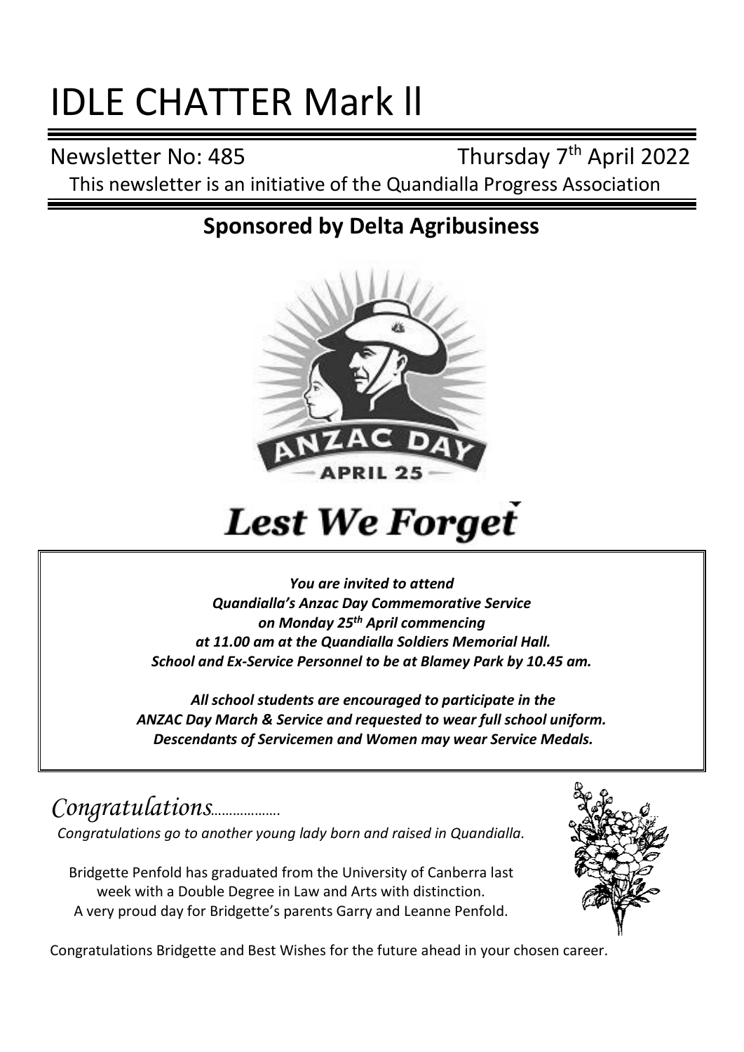# IDLE CHATTER Mark ll

Newsletter No: 485 Thursday 7th April 2022

This newsletter is an initiative of the Quandialla Progress Association

## Sponsored by Delta Agribusiness

**Lest We Forget**

***You are invited to attend***
***Quandialla's Anzac Day Commemorative Service***
***on Monday 25th April commencing***
***at 11.00 am at the Quandialla Soldiers Memorial Hall.***
***School and Ex-Service Personnel to be at Blamey Park by 10.45 am.***

***All school students are encouraged to participate in the***
***ANZAC Day March & Service and requested to wear full school uniform.***
***Descendants of Servicemen and Women may wear Service Medals.***

## *Congratulations..................*

*Congratulations go to another young lady born and raised in Quandialla.*

Bridgette Penfold has graduated from the University of Canberra last week with a Double Degree in Law and Arts with distinction.
A very proud day for Bridgette's parents Garry and Leanne Penfold.

Congratulations Bridgette and Best Wishes for the future ahead in your chosen career.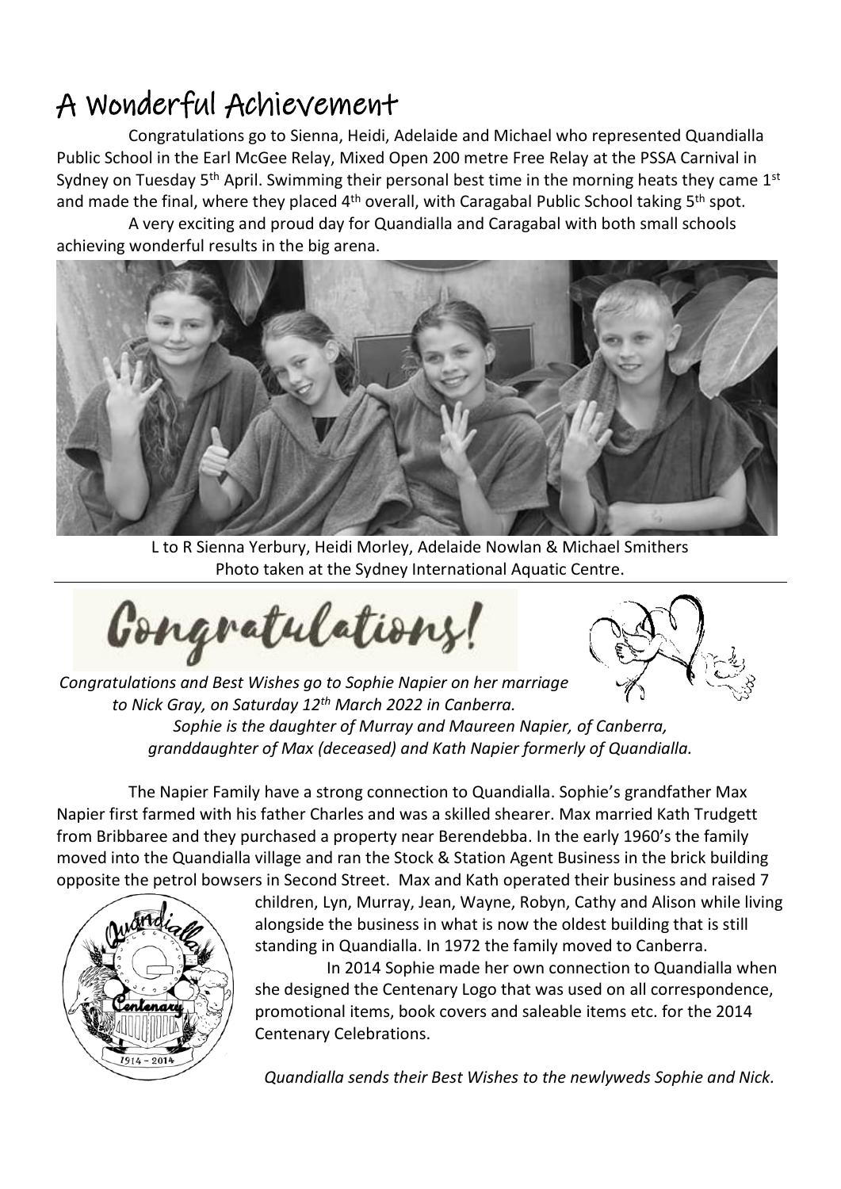# A Wonderful Achievement

Congratulations go to Sienna, Heidi, Adelaide and Michael who represented Quandialla Public School in the Earl McGee Relay, Mixed Open 200 metre Free Relay at the PSSA Carnival in Sydney on Tuesday 5th April. Swimming their personal best time in the morning heats they came 1st and made the final, where they placed 4th overall, with Caragabal Public School taking 5th spot.

A very exciting and proud day for Quandialla and Caragabal with both small schools achieving wonderful results in the big arena.

L to R Sienna Yerbury, Heidi Morley, Adelaide Nowlan & Michael Smithers
Photo taken at the Sydney International Aquatic Centre.

# Congratulations!

*Congratulations and Best Wishes go to Sophie Napier on her marriage to Nick Gray, on Saturday 12th March 2022 in Canberra.*

*Sophie is the daughter of Murray and Maureen Napier, of Canberra, granddaughter of Max (deceased) and Kath Napier formerly of Quandialla.*

The Napier Family have a strong connection to Quandialla. Sophie's grandfather Max Napier first farmed with his father Charles and was a skilled shearer. Max married Kath Trudgett from Bribbaree and they purchased a property near Berendebba. In the early 1960's the family moved into the Quandialla village and ran the Stock & Station Agent Business in the brick building opposite the petrol bowsers in Second Street. Max and Kath operated their business and raised 7 children, Lyn, Murray, Jean, Wayne, Robyn, Cathy and Alison while living alongside the business in what is now the oldest building that is still standing in Quandialla. In 1972 the family moved to Canberra.

In 2014 Sophie made her own connection to Quandialla when she designed the Centenary Logo that was used on all correspondence, promotional items, book covers and saleable items etc. for the 2014 Centenary Celebrations.

*Quandialla sends their Best Wishes to the newlyweds Sophie and Nick.*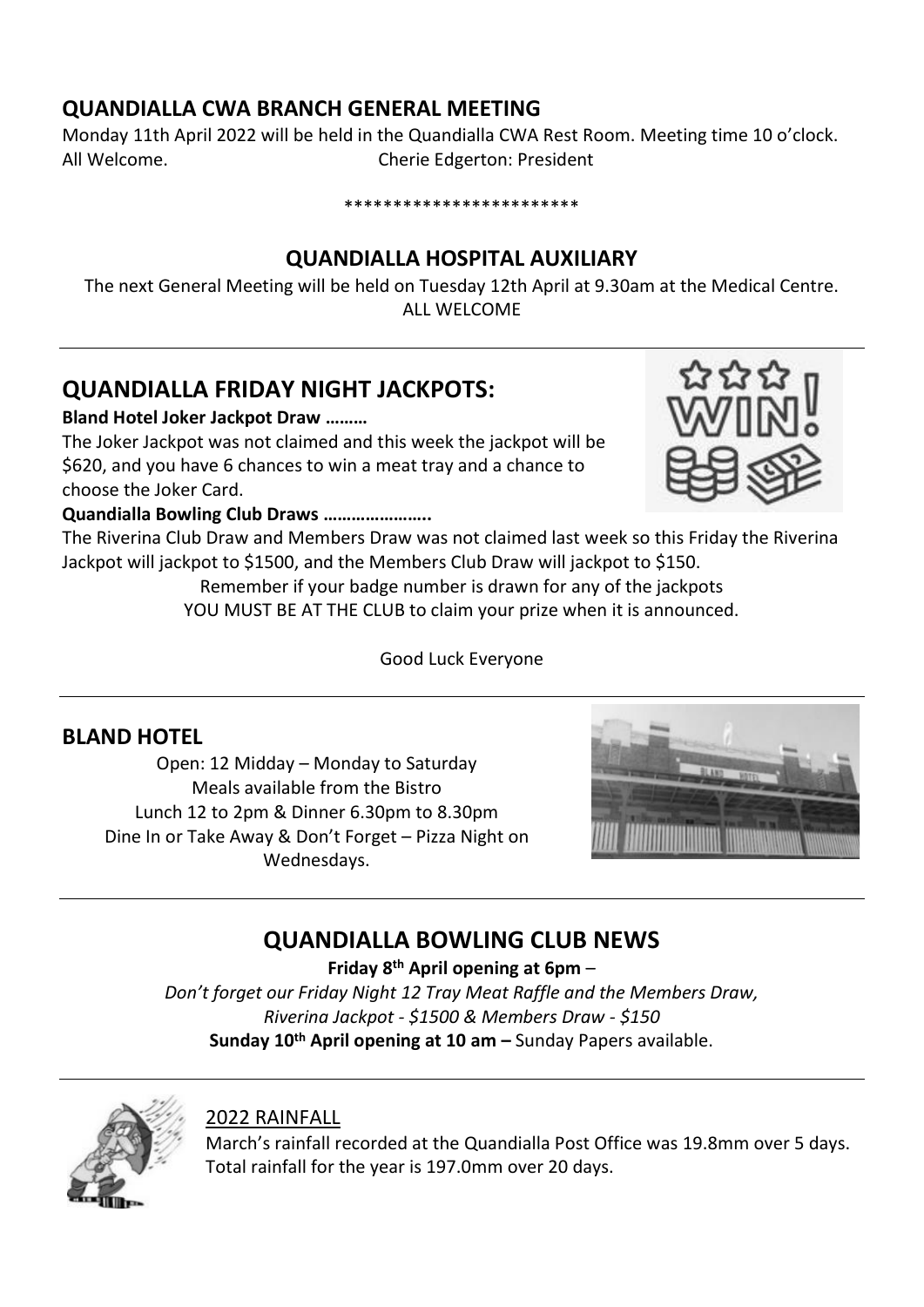## QUANDIALLA CWA BRANCH GENERAL MEETING

Monday 11th April 2022 will be held in the Quandialla CWA Rest Room. Meeting time 10 o'clock.
All Welcome. Cherie Edgerton: President

************************

## QUANDIALLA HOSPITAL AUXILIARY

The next General Meeting will be held on Tuesday 12th April at 9.30am at the Medical Centre.
ALL WELCOME

---

## QUANDIALLA FRIDAY NIGHT JACKPOTS:

**Bland Hotel Joker Jackpot Draw ………**

The Joker Jackpot was not claimed and this week the jackpot will be $620, and you have 6 chances to win a meat tray and a chance to choose the Joker Card.

**Quandialla Bowling Club Draws …………………..**

The Riverina Club Draw and Members Draw was not claimed last week so this Friday the Riverina Jackpot will jackpot to $1500, and the Members Club Draw will jackpot to $150.

Remember if your badge number is drawn for any of the jackpots
YOU MUST BE AT THE CLUB to claim your prize when it is announced.

Good Luck Everyone

---

## BLAND HOTEL

Open: 12 Midday – Monday to Saturday
Meals available from the Bistro
Lunch 12 to 2pm & Dinner 6.30pm to 8.30pm
Dine In or Take Away & Don't Forget – Pizza Night on Wednesdays.

---

## QUANDIALLA BOWLING CLUB NEWS

**Friday 8th April opening at 6pm** –
*Don't forget our Friday Night 12 Tray Meat Raffle and the Members Draw,*
*Riverina Jackpot - $1500 & Members Draw - $150*
**Sunday 10th April opening at 10 am –** Sunday Papers available.

---

### 2022 RAINFALL

March's rainfall recorded at the Quandialla Post Office was 19.8mm over 5 days.
Total rainfall for the year is 197.0mm over 20 days.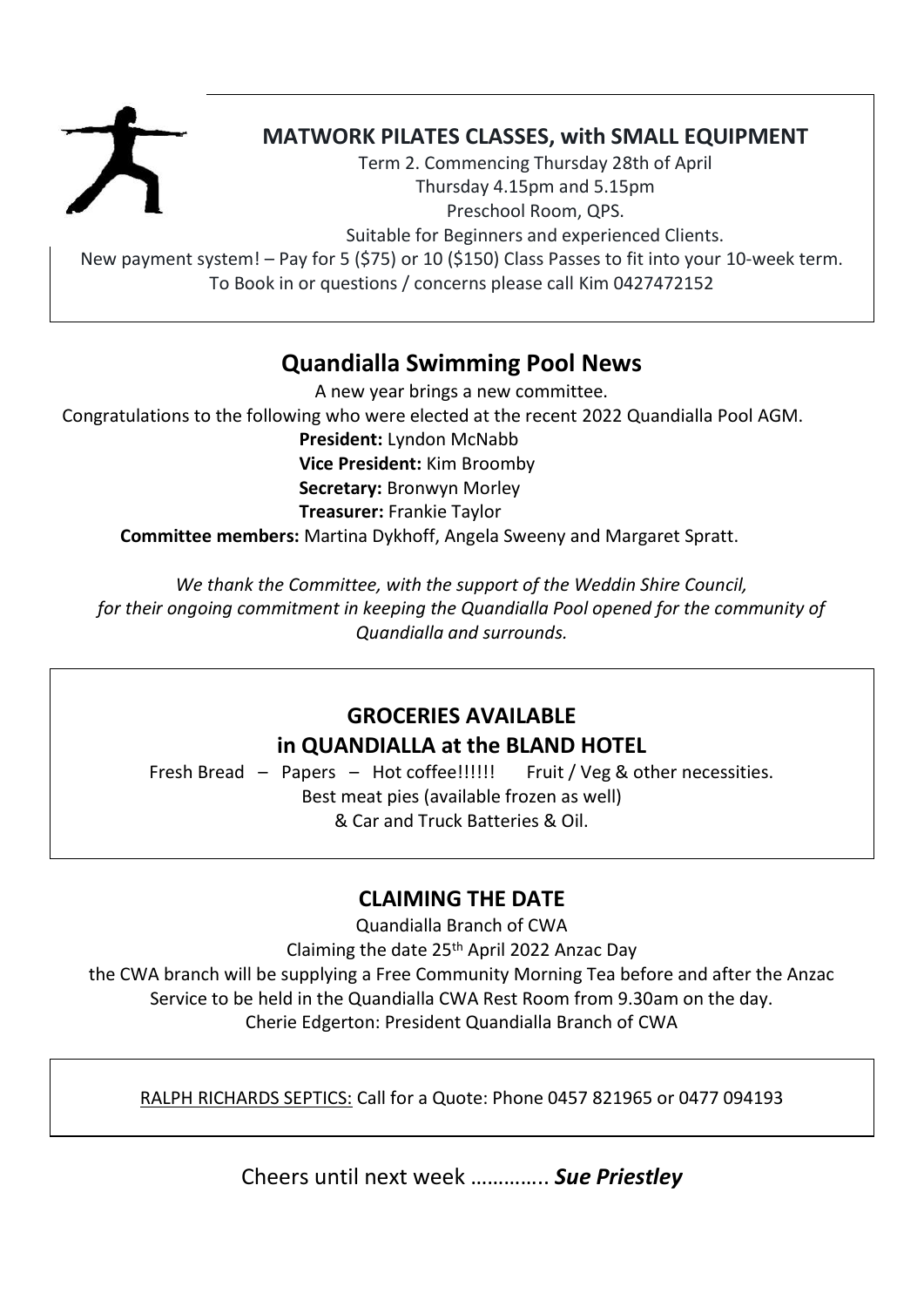## MATWORK PILATES CLASSES, with SMALL EQUIPMENT

Term 2. Commencing Thursday 28th of April

Thursday 4.15pm and 5.15pm

Preschool Room, QPS.

Suitable for Beginners and experienced Clients.

New payment system! – Pay for 5 ($75) or 10 ($150) Class Passes to fit into your 10-week term.

To Book in or questions / concerns please call Kim 0427472152

## Quandialla Swimming Pool News

A new year brings a new committee.

Congratulations to the following who were elected at the recent 2022 Quandialla Pool AGM.

**President:** Lyndon McNabb

**Vice President:** Kim Broomby

**Secretary:** Bronwyn Morley

**Treasurer:** Frankie Taylor

**Committee members:** Martina Dykhoff, Angela Sweeny and Margaret Spratt.

*We thank the Committee, with the support of the Weddin Shire Council, for their ongoing commitment in keeping the Quandialla Pool opened for the community of Quandialla and surrounds.*

## GROCERIES AVAILABLE in QUANDIALLA at the BLAND HOTEL

Fresh Bread – Papers – Hot coffee!!!!!! Fruit / Veg & other necessities.

Best meat pies (available frozen as well)

& Car and Truck Batteries & Oil.

## CLAIMING THE DATE

Quandialla Branch of CWA

Claiming the date 25th April 2022 Anzac Day

the CWA branch will be supplying a Free Community Morning Tea before and after the Anzac Service to be held in the Quandialla CWA Rest Room from 9.30am on the day.

Cherie Edgerton: President Quandialla Branch of CWA

RALPH RICHARDS SEPTICS: Call for a Quote: Phone 0457 821965 or 0477 094193

Cheers until next week …………. ***Sue Priestley***